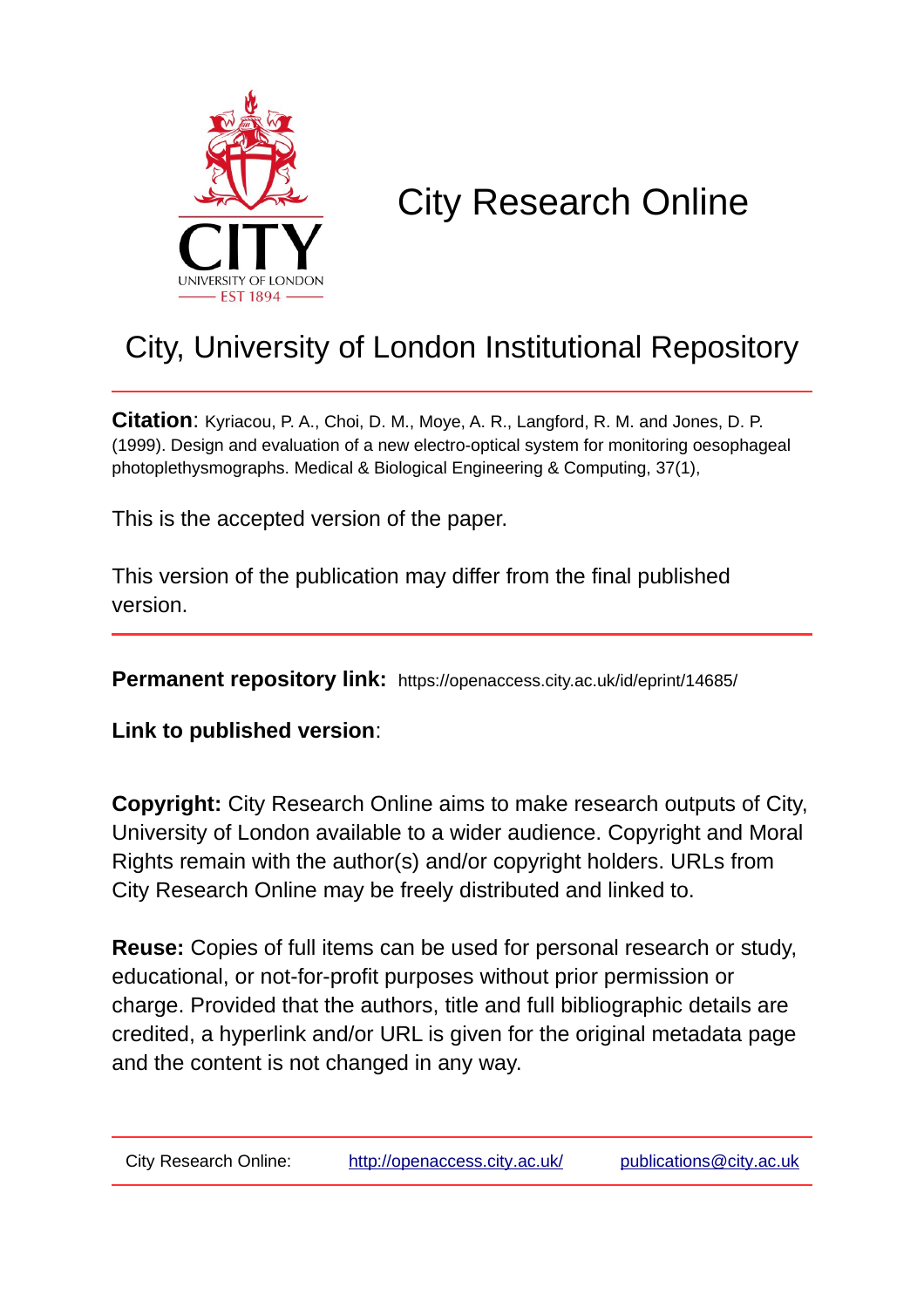# City Research Online

## City, University of London Institutional Repository

**Citation**: Kyriacou, P. A., Choi, D. M., Moye, A. R., Langford, R. M. and Jones, D. P. (1999). Design and evaluation of a new electro-optical system for monitoring oesophageal photoplethysmographs. Medical & Biological Engineering & Computing, 37(1),

This is the accepted version of the paper.

This version of the publication may differ from the final published version.

**Permanent repository link:** https://openaccess.city.ac.uk/id/eprint/14685/

**Link to published version**:

**Copyright:** City Research Online aims to make research outputs of City, University of London available to a wider audience. Copyright and Moral Rights remain with the author(s) and/or copyright holders. URLs from City Research Online may be freely distributed and linked to.

**Reuse:** Copies of full items can be used for personal research or study, educational, or not-for-profit purposes without prior permission or charge. Provided that the authors, title and full bibliographic details are credited, a hyperlink and/or URL is given for the original metadata page and the content is not changed in any way.

City Research Online: http://openaccess.city.ac.uk/ publications@city.ac.uk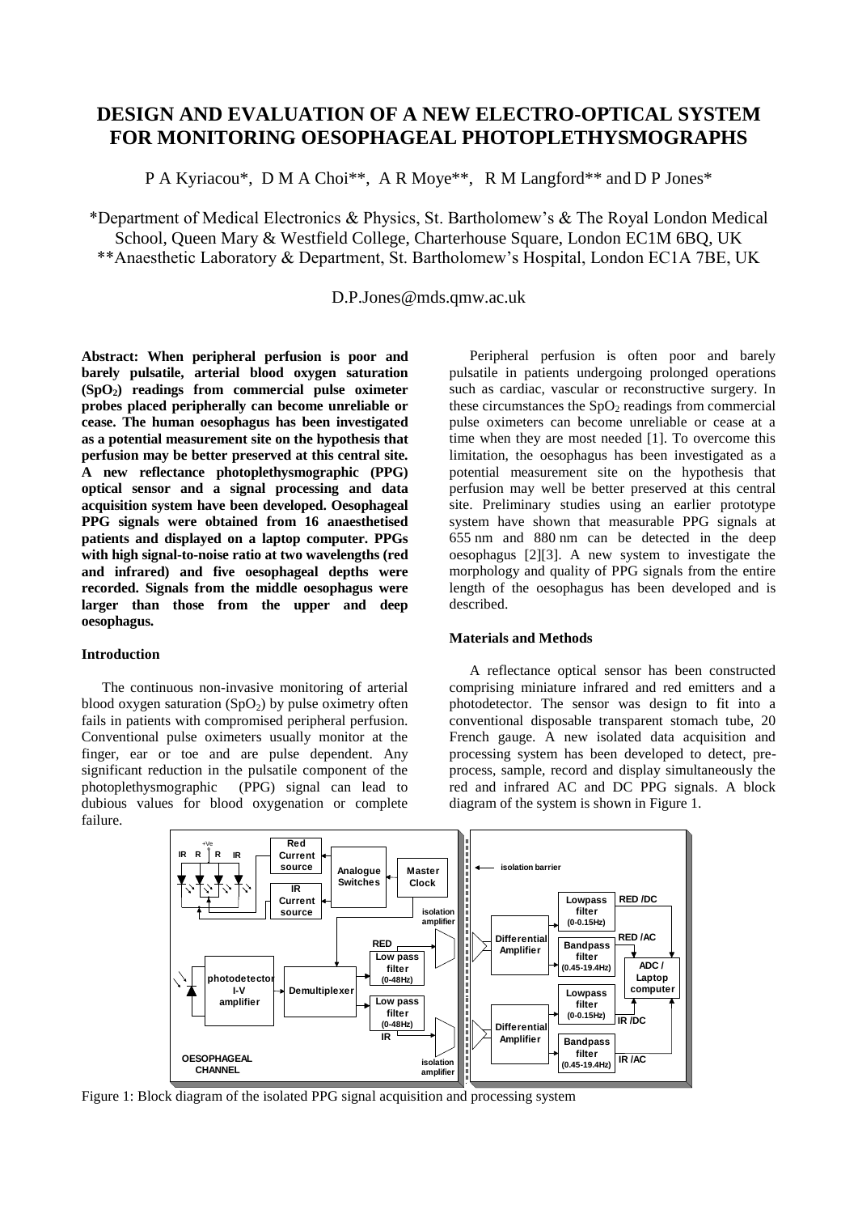# DESIGN AND EVALUATION OF A NEW ELECTRO-OPTICAL SYSTEM FOR MONITORING OESOPHAGEAL PHOTOPLETHYSMOGRAPHS

P A Kyriacou*, D M A Choi**, A R Moye**, R M Langford** and D P Jones*

*Department of Medical Electronics & Physics, St. Bartholomew's & The Royal London Medical School, Queen Mary & Westfield College, Charterhouse Square, London EC1M 6BQ, UK
**Anaesthetic Laboratory & Department, St. Bartholomew's Hospital, London EC1A 7BE, UK

D.P.Jones@mds.qmw.ac.uk

**Abstract: When peripheral perfusion is poor and barely pulsatile, arterial blood oxygen saturation ($SpO_2$) readings from commercial pulse oximeter probes placed peripherally can become unreliable or cease. The human oesophagus has been investigated as a potential measurement site on the hypothesis that perfusion may be better preserved at this central site. A new reflectance photoplethysmographic (PPG) optical sensor and a signal processing and data acquisition system have been developed. Oesophageal PPG signals were obtained from 16 anaesthetised patients and displayed on a laptop computer. PPGs with high signal-to-noise ratio at two wavelengths (red and infrared) and five oesophageal depths were recorded. Signals from the middle oesophagus were larger than those from the upper and deep oesophagus.**

## Introduction

The continuous non-invasive monitoring of arterial blood oxygen saturation ($SpO_2$) by pulse oximetry often fails in patients with compromised peripheral perfusion. Conventional pulse oximeters usually monitor at the finger, ear or toe and are pulse dependent. Any significant reduction in the pulsatile component of the photoplethysmographic (PPG) signal can lead to dubious values for blood oxygenation or complete failure.

Peripheral perfusion is often poor and barely pulsatile in patients undergoing prolonged operations such as cardiac, vascular or reconstructive surgery. In these circumstances the $SpO_2$ readings from commercial pulse oximeters can become unreliable or cease at a time when they are most needed [1]. To overcome this limitation, the oesophagus has been investigated as a potential measurement site on the hypothesis that perfusion may well be better preserved at this central site. Preliminary studies using an earlier prototype system have shown that measurable PPG signals at 655 nm and 880 nm can be detected in the deep oesophagus [2][3]. A new system to investigate the morphology and quality of PPG signals from the entire length of the oesophagus has been developed and is described.

## Materials and Methods

A reflectance optical sensor has been constructed comprising miniature infrared and red emitters and a photodetector. The sensor was design to fit into a conventional disposable transparent stomach tube, 20 French gauge. A new isolated data acquisition and processing system has been developed to detect, pre-process, sample, record and display simultaneously the red and infrared AC and DC PPG signals. A block diagram of the system is shown in Figure 1.

Figure 1: Block diagram of the isolated PPG signal acquisition and processing system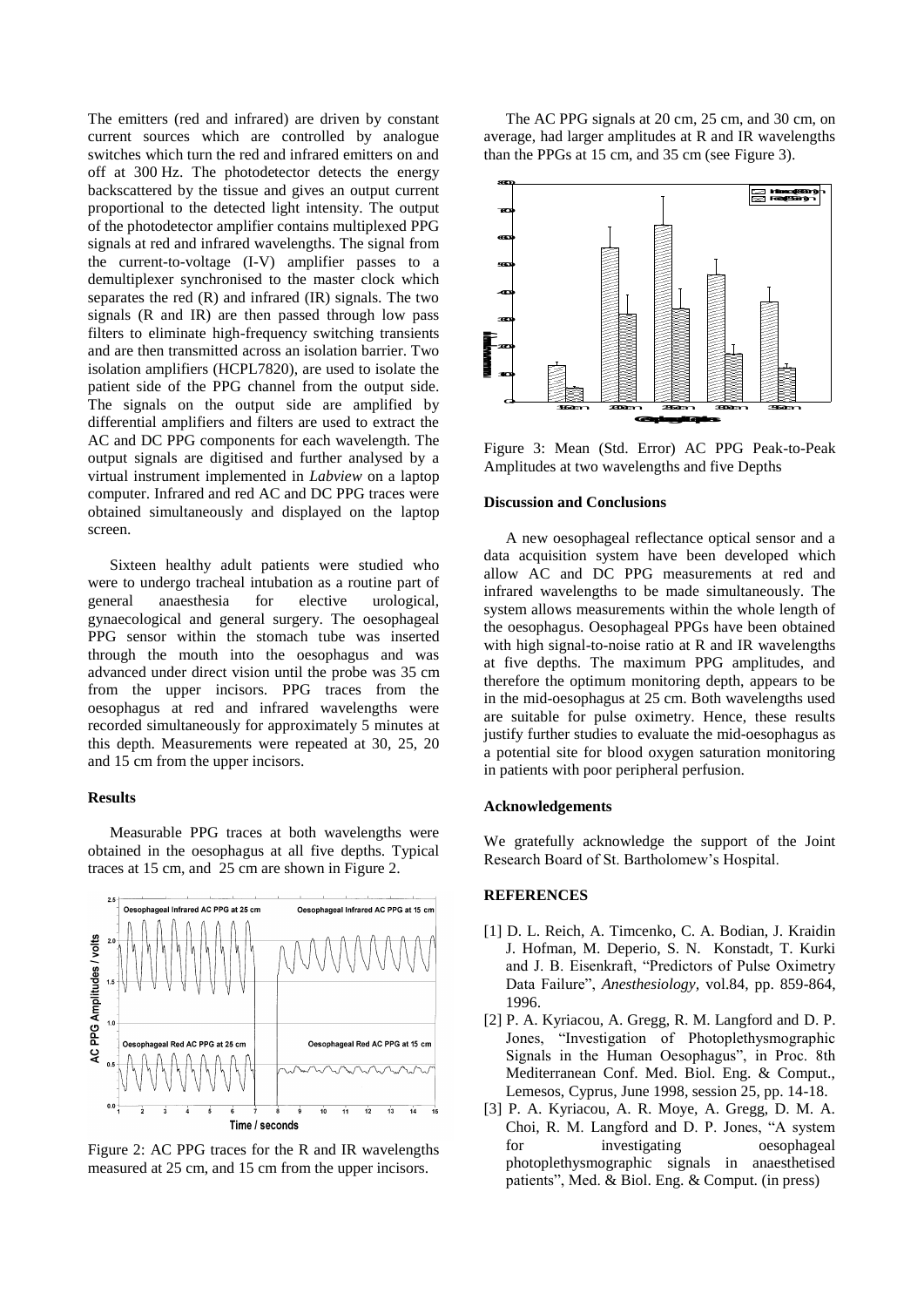The emitters (red and infrared) are driven by constant current sources which are controlled by analogue switches which turn the red and infrared emitters on and off at 300 Hz. The photodetector detects the energy backscattered by the tissue and gives an output current proportional to the detected light intensity. The output of the photodetector amplifier contains multiplexed PPG signals at red and infrared wavelengths. The signal from the current-to-voltage (I-V) amplifier passes to a demultiplexer synchronised to the master clock which separates the red (R) and infrared (IR) signals. The two signals (R and IR) are then passed through low pass filters to eliminate high-frequency switching transients and are then transmitted across an isolation barrier. Two isolation amplifiers (HCPL7820), are used to isolate the patient side of the PPG channel from the output side. The signals on the output side are amplified by differential amplifiers and filters are used to extract the AC and DC PPG components for each wavelength. The output signals are digitised and further analysed by a virtual instrument implemented in *Labview* on a laptop computer. Infrared and red AC and DC PPG traces were obtained simultaneously and displayed on the laptop screen.

Sixteen healthy adult patients were studied who were to undergo tracheal intubation as a routine part of general anaesthesia for elective urological, gynaecological and general surgery. The oesophageal PPG sensor within the stomach tube was inserted through the mouth into the oesophagus and was advanced under direct vision until the probe was 35 cm from the upper incisors. PPG traces from the oesophagus at red and infrared wavelengths were recorded simultaneously for approximately 5 minutes at this depth. Measurements were repeated at 30, 25, 20 and 15 cm from the upper incisors.

### Results

Measurable PPG traces at both wavelengths were obtained in the oesophagus at all five depths. Typical traces at 15 cm, and 25 cm are shown in Figure 2.

Oesophageal Infrared AC PPG at 25 cm
Oesophageal Infrared AC PPG at 15 cm
Oesophageal Red AC PPG at 25 cm
Oesophageal Red AC PPG at 15 cm
AC PPG Amplitudes / volts
Time / seconds

Figure 2: AC PPG traces for the R and IR wavelengths measured at 25 cm, and 15 cm from the upper incisors.

The AC PPG signals at 20 cm, 25 cm, and 30 cm, on average, had larger amplitudes at R and IR wavelengths than the PPGs at 15 cm, and 35 cm (see Figure 3).

Figure 3: Mean (Std. Error) AC PPG Peak-to-Peak Amplitudes at two wavelengths and five Depths

### Discussion and Conclusions

A new oesophageal reflectance optical sensor and a data acquisition system have been developed which allow AC and DC PPG measurements at red and infrared wavelengths to be made simultaneously. The system allows measurements within the whole length of the oesophagus. Oesophageal PPGs have been obtained with high signal-to-noise ratio at R and IR wavelengths at five depths. The maximum PPG amplitudes, and therefore the optimum monitoring depth, appears to be in the mid-oesophagus at 25 cm. Both wavelengths used are suitable for pulse oximetry. Hence, these results justify further studies to evaluate the mid-oesophagus as a potential site for blood oxygen saturation monitoring in patients with poor peripheral perfusion.

### Acknowledgements

We gratefully acknowledge the support of the Joint Research Board of St. Bartholomew's Hospital.

### REFERENCES

[1] D. L. Reich, A. Timcenko, C. A. Bodian, J. Kraidin J. Hofman, M. Deperio, S. N. Konstadt, T. Kurki and J. B. Eisenkraft, "Predictors of Pulse Oximetry Data Failure", *Anesthesiology,* vol.84, pp. 859-864, 1996.

[2] P. A. Kyriacou, A. Gregg, R. M. Langford and D. P. Jones, "Investigation of Photoplethysmographic Signals in the Human Oesophagus", in Proc. 8th Mediterranean Conf. Med. Biol. Eng. & Comput., Lemesos, Cyprus, June 1998, session 25, pp. 14-18.

[3] P. A. Kyriacou, A. R. Moye, A. Gregg, D. M. A. Choi, R. M. Langford and D. P. Jones, "A system for investigating oesophageal photoplethysmographic signals in anaesthetised patients", Med. & Biol. Eng. & Comput. (in press)